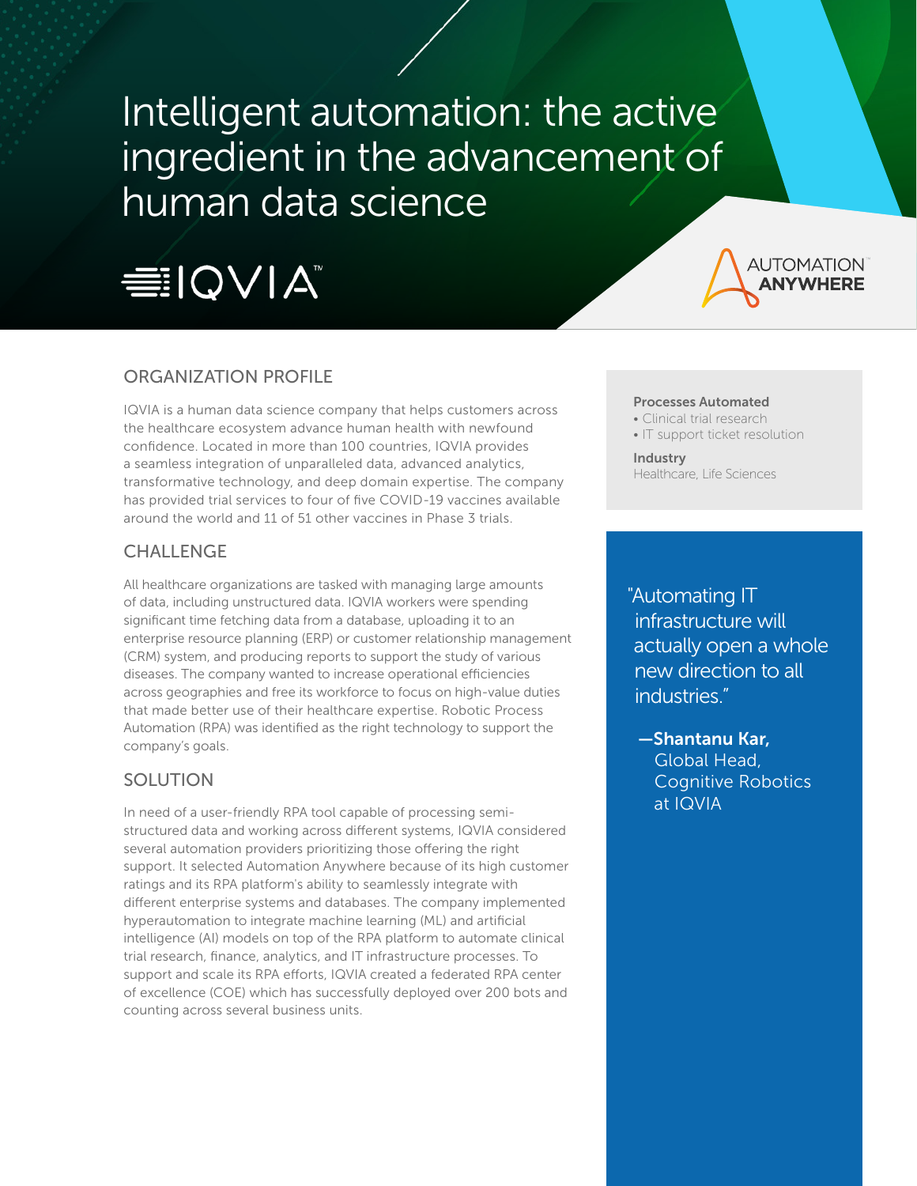# Intelligent automation: the active ingredient in the advancement of human data science

IQVIA™

AUTOMATION ANYWHERE

## ORGANIZATION PROFILE

IQVIA is a human data science company that helps customers across the healthcare ecosystem advance human health with newfound confidence. Located in more than 100 countries, IQVIA provides a seamless integration of unparalleled data, advanced analytics, transformative technology, and deep domain expertise. The company has provided trial services to four of five COVID-19 vaccines available around the world and 11 of 51 other vaccines in Phase 3 trials.

## CHALLENGE

All healthcare organizations are tasked with managing large amounts of data, including unstructured data. IQVIA workers were spending significant time fetching data from a database, uploading it to an enterprise resource planning (ERP) or customer relationship management (CRM) system, and producing reports to support the study of various diseases. The company wanted to increase operational efficiencies across geographies and free its workforce to focus on high-value duties that made better use of their healthcare expertise. Robotic Process Automation (RPA) was identified as the right technology to support the company's goals.

## SOLUTION

In need of a user-friendly RPA tool capable of processing semi-structured data and working across different systems, IQVIA considered several automation providers prioritizing those offering the right support. It selected Automation Anywhere because of its high customer ratings and its RPA platform's ability to seamlessly integrate with different enterprise systems and databases. The company implemented hyperautomation to integrate machine learning (ML) and artificial intelligence (AI) models on top of the RPA platform to automate clinical trial research, finance, analytics, and IT infrastructure processes. To support and scale its RPA efforts, IQVIA created a federated RPA center of excellence (COE) which has successfully deployed over 200 bots and counting across several business units.

**Processes Automated**
- Clinical trial research
- IT support ticket resolution

**Industry**
Healthcare, Life Sciences

"Automating IT infrastructure will actually open a whole new direction to all industries."

—**Shantanu Kar,** Global Head, Cognitive Robotics at IQVIA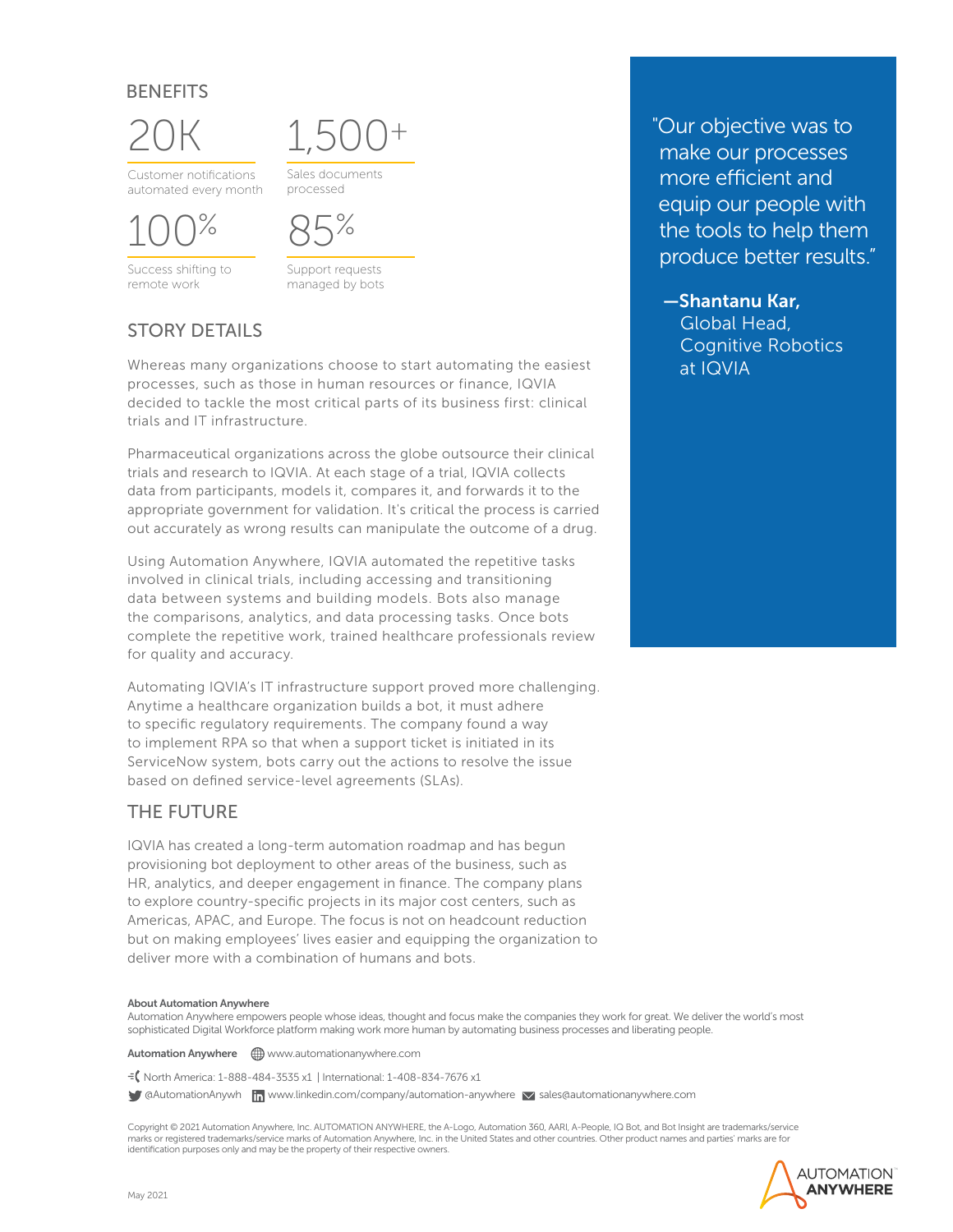## BENEFITS

**20K**
Customer notifications automated every month

**1,500+**
Sales documents processed

**100%**
Success shifting to remote work

**85%**
Support requests managed by bots

"Our objective was to make our processes more efficient and equip our people with the tools to help them produce better results."

—**Shantanu Kar,** Global Head, Cognitive Robotics at IQVIA

## STORY DETAILS

Whereas many organizations choose to start automating the easiest processes, such as those in human resources or finance, IQVIA decided to tackle the most critical parts of its business first: clinical trials and IT infrastructure.

Pharmaceutical organizations across the globe outsource their clinical trials and research to IQVIA. At each stage of a trial, IQVIA collects data from participants, models it, compares it, and forwards it to the appropriate government for validation. It's critical the process is carried out accurately as wrong results can manipulate the outcome of a drug.

Using Automation Anywhere, IQVIA automated the repetitive tasks involved in clinical trials, including accessing and transitioning data between systems and building models. Bots also manage the comparisons, analytics, and data processing tasks. Once bots complete the repetitive work, trained healthcare professionals review for quality and accuracy.

Automating IQVIA's IT infrastructure support proved more challenging. Anytime a healthcare organization builds a bot, it must adhere to specific regulatory requirements. The company found a way to implement RPA so that when a support ticket is initiated in its ServiceNow system, bots carry out the actions to resolve the issue based on defined service-level agreements (SLAs).

## THE FUTURE

IQVIA has created a long-term automation roadmap and has begun provisioning bot deployment to other areas of the business, such as HR, analytics, and deeper engagement in finance. The company plans to explore country-specific projects in its major cost centers, such as Americas, APAC, and Europe. The focus is not on headcount reduction but on making employees' lives easier and equipping the organization to deliver more with a combination of humans and bots.

**About Automation Anywhere**
Automation Anywhere empowers people whose ideas, thought and focus make the companies they work for great. We deliver the world's most sophisticated Digital Workforce platform making work more human by automating business processes and liberating people.

**Automation Anywhere** www.automationanywhere.com

North America: 1-888-484-3535 x1 | International: 1-408-834-7676 x1

@AutomationAnywh www.linkedin.com/company/automation-anywhere sales@automationanywhere.com

Copyright © 2021 Automation Anywhere, Inc. AUTOMATION ANYWHERE, the A-Logo, Automation 360, AARI, A-People, IQ Bot, and Bot Insight are trademarks/service marks or registered trademarks/service marks of Automation Anywhere, Inc. in the United States and other countries. Other product names and parties' marks are for identification purposes only and may be the property of their respective owners.

May 2021